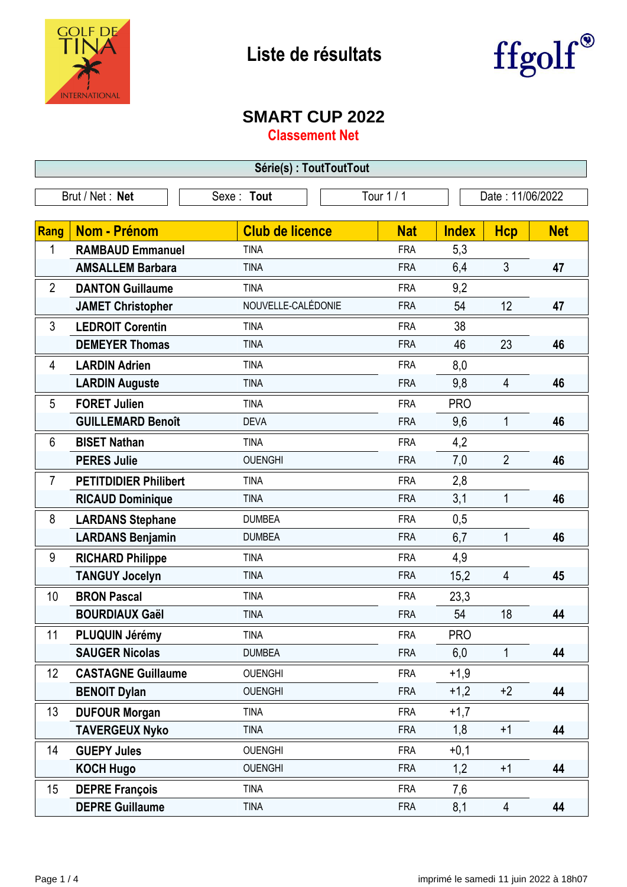# Liste de résultats

## SMART CUP 2022

### Classement Net

**Série(s) : ToutToutTout**

| Brut / Net : **Net** | Sexe : **Tout** | Tour 1 / 1 | Date : 11/06/2022 |
|---|---|---|---|

| Rang | Nom - Prénom | Club de licence | Nat | Index | Hcp | Net |
|---|---|---|---|---|---|---|
| 1 | **RAMBAUD Emmanuel** | TINA | FRA | 5,3 | | |
| | **AMSALLEM Barbara** | TINA | FRA | 6,4 | 3 | **47** |
| 2 | **DANTON Guillaume** | TINA | FRA | 9,2 | | |
| | **JAMET Christopher** | NOUVELLE-CALÉDONIE | FRA | 54 | 12 | **47** |
| 3 | **LEDROIT Corentin** | TINA | FRA | 38 | | |
| | **DEMEYER Thomas** | TINA | FRA | 46 | 23 | **46** |
| 4 | **LARDIN Adrien** | TINA | FRA | 8,0 | | |
| | **LARDIN Auguste** | TINA | FRA | 9,8 | 4 | **46** |
| 5 | **FORET Julien** | TINA | FRA | PRO | | |
| | **GUILLEMARD Benoît** | DEVA | FRA | 9,6 | 1 | **46** |
| 6 | **BISET Nathan** | TINA | FRA | 4,2 | | |
| | **PERES Julie** | OUENGHI | FRA | 7,0 | 2 | **46** |
| 7 | **PETITDIDIER Philibert** | TINA | FRA | 2,8 | | |
| | **RICAUD Dominique** | TINA | FRA | 3,1 | 1 | **46** |
| 8 | **LARDANS Stephane** | DUMBEA | FRA | 0,5 | | |
| | **LARDANS Benjamin** | DUMBEA | FRA | 6,7 | 1 | **46** |
| 9 | **RICHARD Philippe** | TINA | FRA | 4,9 | | |
| | **TANGUY Jocelyn** | TINA | FRA | 15,2 | 4 | **45** |
| 10 | **BRON Pascal** | TINA | FRA | 23,3 | | |
| | **BOURDIAUX Gaël** | TINA | FRA | 54 | 18 | **44** |
| 11 | **PLUQUIN Jérémy** | TINA | FRA | PRO | | |
| | **SAUGER Nicolas** | DUMBEA | FRA | 6,0 | 1 | **44** |
| 12 | **CASTAGNE Guillaume** | OUENGHI | FRA | +1,9 | | |
| | **BENOIT Dylan** | OUENGHI | FRA | +1,2 | +2 | **44** |
| 13 | **DUFOUR Morgan** | TINA | FRA | +1,7 | | |
| | **TAVERGEUX Nyko** | TINA | FRA | 1,8 | +1 | **44** |
| 14 | **GUEPY Jules** | OUENGHI | FRA | +0,1 | | |
| | **KOCH Hugo** | OUENGHI | FRA | 1,2 | +1 | **44** |
| 15 | **DEPRE François** | TINA | FRA | 7,6 | | |
| | **DEPRE Guillaume** | TINA | FRA | 8,1 | 4 | **44** |

imprimé le samedi 11 juin 2022 à 18h07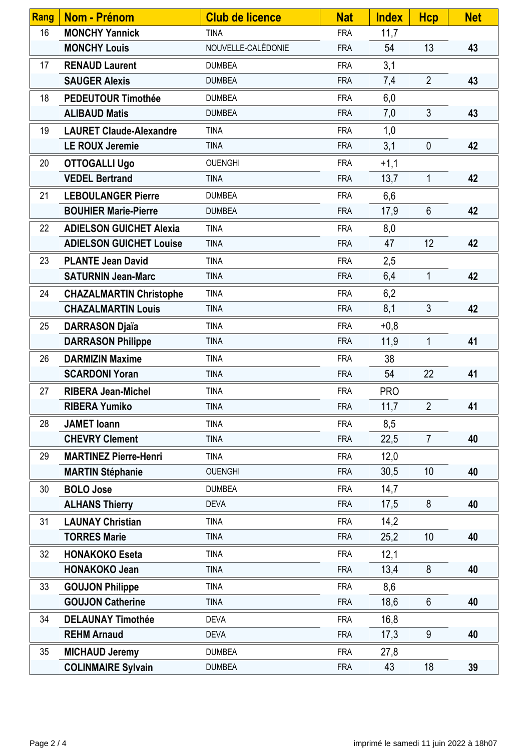| Rang | Nom - Prénom | Club de licence | Nat | Index | Hcp | Net |
|---|---|---|---|---|---|---|
| 16 | **MONCHY Yannick** | TINA | FRA | 11,7 | | |
| | **MONCHY Louis** | NOUVELLE-CALÉDONIE | FRA | 54 | 13 | **43** |
| 17 | **RENAUD Laurent** | DUMBEA | FRA | 3,1 | | |
| | **SAUGER Alexis** | DUMBEA | FRA | 7,4 | 2 | **43** |
| 18 | **PEDEUTOUR Timothée** | DUMBEA | FRA | 6,0 | | |
| | **ALIBAUD Matis** | DUMBEA | FRA | 7,0 | 3 | **43** |
| 19 | **LAURET Claude-Alexandre** | TINA | FRA | 1,0 | | |
| | **LE ROUX Jeremie** | TINA | FRA | 3,1 | 0 | **42** |
| 20 | **OTTOGALLI Ugo** | OUENGHI | FRA | +1,1 | | |
| | **VEDEL Bertrand** | TINA | FRA | 13,7 | 1 | **42** |
| 21 | **LEBOULANGER Pierre** | DUMBEA | FRA | 6,6 | | |
| | **BOUHIER Marie-Pierre** | DUMBEA | FRA | 17,9 | 6 | **42** |
| 22 | **ADIELSON GUICHET Alexia** | TINA | FRA | 8,0 | | |
| | **ADIELSON GUICHET Louise** | TINA | FRA | 47 | 12 | **42** |
| 23 | **PLANTE Jean David** | TINA | FRA | 2,5 | | |
| | **SATURNIN Jean-Marc** | TINA | FRA | 6,4 | 1 | **42** |
| 24 | **CHAZALMARTIN Christophe** | TINA | FRA | 6,2 | | |
| | **CHAZALMARTIN Louis** | TINA | FRA | 8,1 | 3 | **42** |
| 25 | **DARRASON Djaïa** | TINA | FRA | +0,8 | | |
| | **DARRASON Philippe** | TINA | FRA | 11,9 | 1 | **41** |
| 26 | **DARMIZIN Maxime** | TINA | FRA | 38 | | |
| | **SCARDONI Yoran** | TINA | FRA | 54 | 22 | **41** |
| 27 | **RIBERA Jean-Michel** | TINA | FRA | PRO | | |
| | **RIBERA Yumiko** | TINA | FRA | 11,7 | 2 | **41** |
| 28 | **JAMET Ioann** | TINA | FRA | 8,5 | | |
| | **CHEVRY Clement** | TINA | FRA | 22,5 | 7 | **40** |
| 29 | **MARTINEZ Pierre-Henri** | TINA | FRA | 12,0 | | |
| | **MARTIN Stéphanie** | OUENGHI | FRA | 30,5 | 10 | **40** |
| 30 | **BOLO Jose** | DUMBEA | FRA | 14,7 | | |
| | **ALHANS Thierry** | DEVA | FRA | 17,5 | 8 | **40** |
| 31 | **LAUNAY Christian** | TINA | FRA | 14,2 | | |
| | **TORRES Marie** | TINA | FRA | 25,2 | 10 | **40** |
| 32 | **HONAKOKO Eseta** | TINA | FRA | 12,1 | | |
| | **HONAKOKO Jean** | TINA | FRA | 13,4 | 8 | **40** |
| 33 | **GOUJON Philippe** | TINA | FRA | 8,6 | | |
| | **GOUJON Catherine** | TINA | FRA | 18,6 | 6 | **40** |
| 34 | **DELAUNAY Timothée** | DEVA | FRA | 16,8 | | |
| | **REHM Arnaud** | DEVA | FRA | 17,3 | 9 | **40** |
| 35 | **MICHAUD Jeremy** | DUMBEA | FRA | 27,8 | | |
| | **COLINMAIRE Sylvain** | DUMBEA | FRA | 43 | 18 | **39** |

imprimé le samedi 11 juin 2022 à 18h07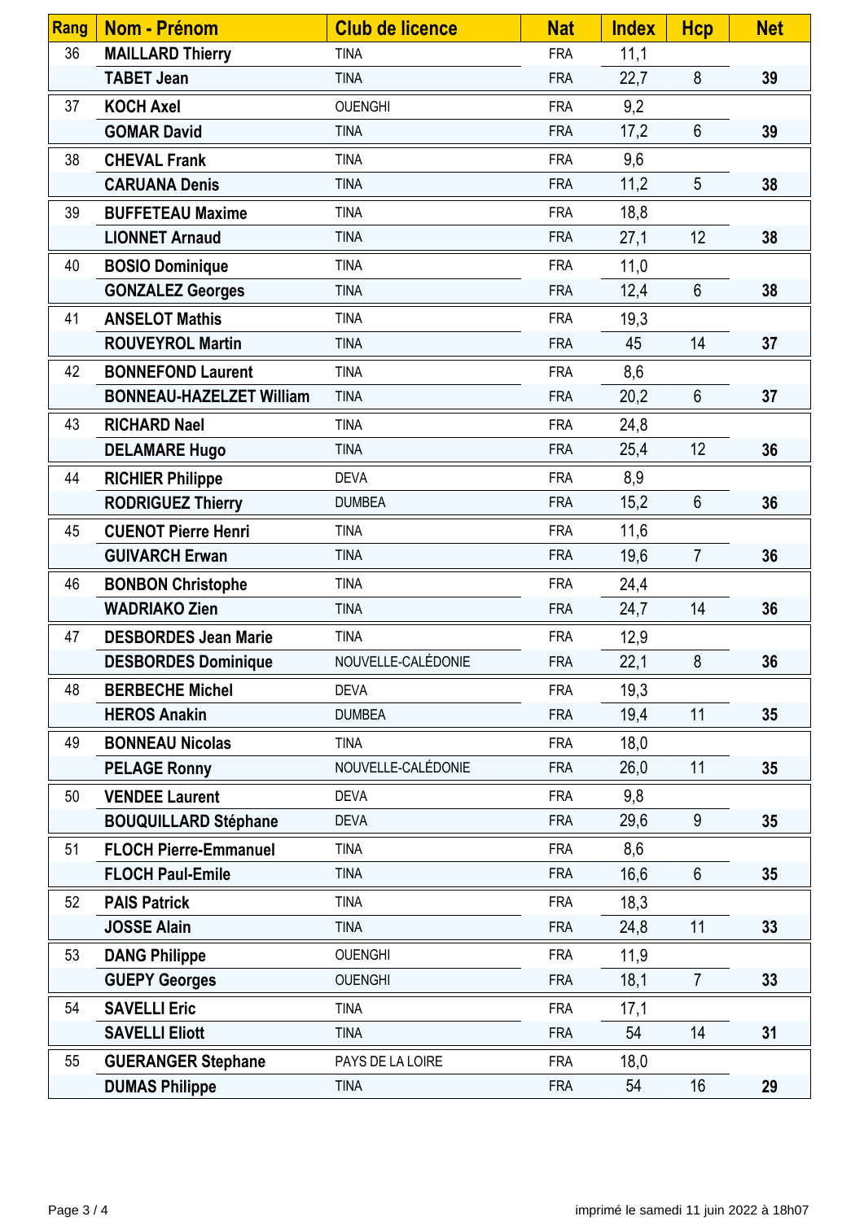| Rang | Nom - Prénom | Club de licence | Nat | Index | Hcp | Net |
|---|---|---|---|---|---|---|
| 36 | **MAILLARD Thierry** | TINA | FRA | 11,1 | | |
| | **TABET Jean** | TINA | FRA | 22,7 | 8 | **39** |
| 37 | **KOCH Axel** | OUENGHI | FRA | 9,2 | | |
| | **GOMAR David** | TINA | FRA | 17,2 | 6 | **39** |
| 38 | **CHEVAL Frank** | TINA | FRA | 9,6 | | |
| | **CARUANA Denis** | TINA | FRA | 11,2 | 5 | **38** |
| 39 | **BUFFETEAU Maxime** | TINA | FRA | 18,8 | | |
| | **LIONNET Arnaud** | TINA | FRA | 27,1 | 12 | **38** |
| 40 | **BOSIO Dominique** | TINA | FRA | 11,0 | | |
| | **GONZALEZ Georges** | TINA | FRA | 12,4 | 6 | **38** |
| 41 | **ANSELOT Mathis** | TINA | FRA | 19,3 | | |
| | **ROUVEYROL Martin** | TINA | FRA | 45 | 14 | **37** |
| 42 | **BONNEFOND Laurent** | TINA | FRA | 8,6 | | |
| | **BONNEAU-HAZELZET William** | TINA | FRA | 20,2 | 6 | **37** |
| 43 | **RICHARD Nael** | TINA | FRA | 24,8 | | |
| | **DELAMARE Hugo** | TINA | FRA | 25,4 | 12 | **36** |
| 44 | **RICHIER Philippe** | DEVA | FRA | 8,9 | | |
| | **RODRIGUEZ Thierry** | DUMBEA | FRA | 15,2 | 6 | **36** |
| 45 | **CUENOT Pierre Henri** | TINA | FRA | 11,6 | | |
| | **GUIVARCH Erwan** | TINA | FRA | 19,6 | 7 | **36** |
| 46 | **BONBON Christophe** | TINA | FRA | 24,4 | | |
| | **WADRIAKO Zien** | TINA | FRA | 24,7 | 14 | **36** |
| 47 | **DESBORDES Jean Marie** | TINA | FRA | 12,9 | | |
| | **DESBORDES Dominique** | NOUVELLE-CALÉDONIE | FRA | 22,1 | 8 | **36** |
| 48 | **BERBECHE Michel** | DEVA | FRA | 19,3 | | |
| | **HEROS Anakin** | DUMBEA | FRA | 19,4 | 11 | **35** |
| 49 | **BONNEAU Nicolas** | TINA | FRA | 18,0 | | |
| | **PELAGE Ronny** | NOUVELLE-CALÉDONIE | FRA | 26,0 | 11 | **35** |
| 50 | **VENDEE Laurent** | DEVA | FRA | 9,8 | | |
| | **BOUQUILLARD Stéphane** | DEVA | FRA | 29,6 | 9 | **35** |
| 51 | **FLOCH Pierre-Emmanuel** | TINA | FRA | 8,6 | | |
| | **FLOCH Paul-Emile** | TINA | FRA | 16,6 | 6 | **35** |
| 52 | **PAIS Patrick** | TINA | FRA | 18,3 | | |
| | **JOSSE Alain** | TINA | FRA | 24,8 | 11 | **33** |
| 53 | **DANG Philippe** | OUENGHI | FRA | 11,9 | | |
| | **GUEPY Georges** | OUENGHI | FRA | 18,1 | 7 | **33** |
| 54 | **SAVELLI Eric** | TINA | FRA | 17,1 | | |
| | **SAVELLI Eliott** | TINA | FRA | 54 | 14 | **31** |
| 55 | **GUERANGER Stephane** | PAYS DE LA LOIRE | FRA | 18,0 | | |
| | **DUMAS Philippe** | TINA | FRA | 54 | 16 | **29** |

imprimé le samedi 11 juin 2022 à 18h07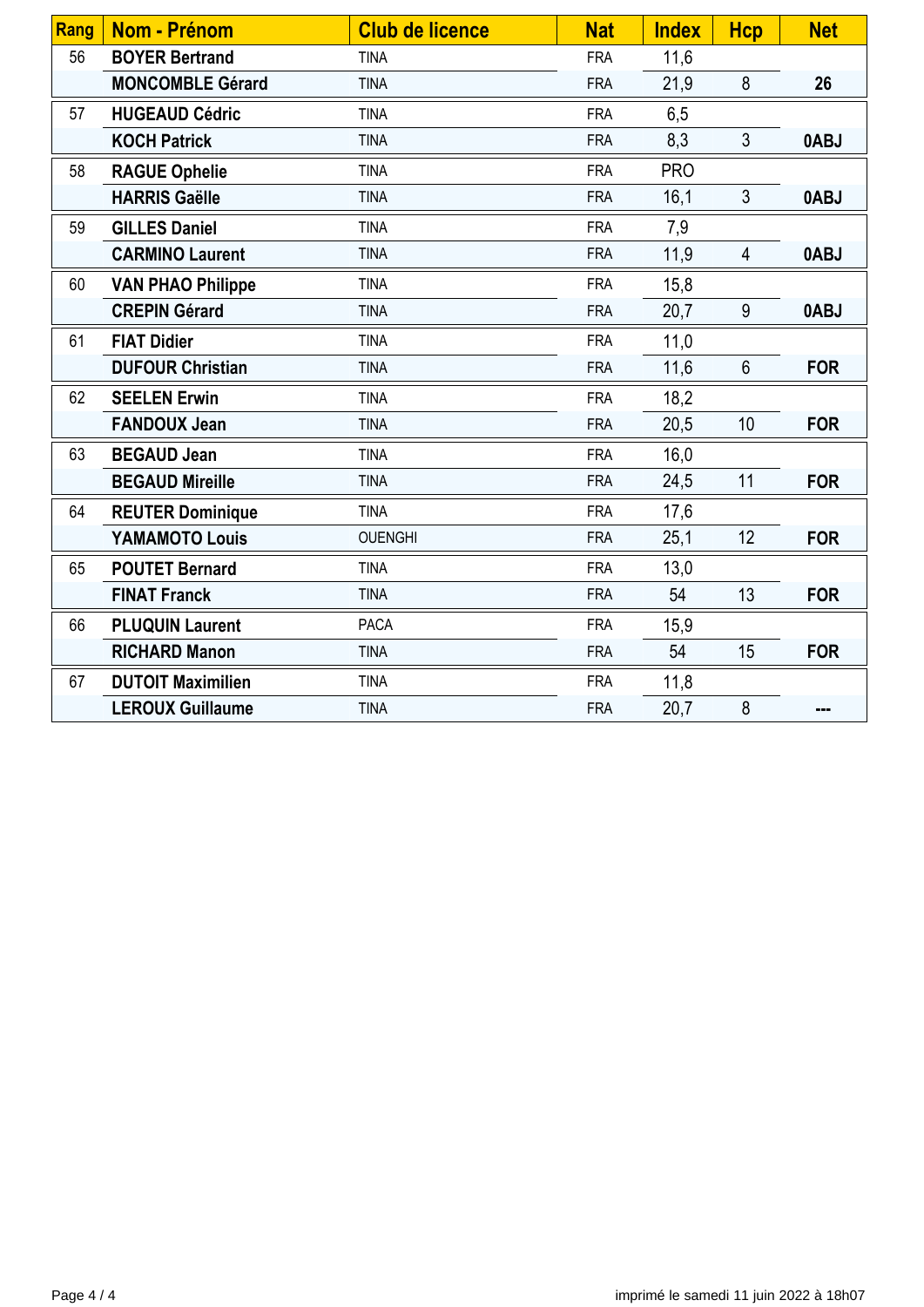| Rang | Nom - Prénom | Club de licence | Nat | Index | Hcp | Net |
|---|---|---|---|---|---|---|
| 56 | **BOYER Bertrand** | TINA | FRA | 11,6 | | |
| | **MONCOMBLE Gérard** | TINA | FRA | 21,9 | 8 | **26** |
| 57 | **HUGEAUD Cédric** | TINA | FRA | 6,5 | | |
| | **KOCH Patrick** | TINA | FRA | 8,3 | 3 | **0ABJ** |
| 58 | **RAGUE Ophelie** | TINA | FRA | PRO | | |
| | **HARRIS Gaëlle** | TINA | FRA | 16,1 | 3 | **0ABJ** |
| 59 | **GILLES Daniel** | TINA | FRA | 7,9 | | |
| | **CARMINO Laurent** | TINA | FRA | 11,9 | 4 | **0ABJ** |
| 60 | **VAN PHAO Philippe** | TINA | FRA | 15,8 | | |
| | **CREPIN Gérard** | TINA | FRA | 20,7 | 9 | **0ABJ** |
| 61 | **FIAT Didier** | TINA | FRA | 11,0 | | |
| | **DUFOUR Christian** | TINA | FRA | 11,6 | 6 | **FOR** |
| 62 | **SEELEN Erwin** | TINA | FRA | 18,2 | | |
| | **FANDOUX Jean** | TINA | FRA | 20,5 | 10 | **FOR** |
| 63 | **BEGAUD Jean** | TINA | FRA | 16,0 | | |
| | **BEGAUD Mireille** | TINA | FRA | 24,5 | 11 | **FOR** |
| 64 | **REUTER Dominique** | TINA | FRA | 17,6 | | |
| | **YAMAMOTO Louis** | OUENGHI | FRA | 25,1 | 12 | **FOR** |
| 65 | **POUTET Bernard** | TINA | FRA | 13,0 | | |
| | **FINAT Franck** | TINA | FRA | 54 | 13 | **FOR** |
| 66 | **PLUQUIN Laurent** | PACA | FRA | 15,9 | | |
| | **RICHARD Manon** | TINA | FRA | 54 | 15 | **FOR** |
| 67 | **DUTOIT Maximilien** | TINA | FRA | 11,8 | | |
| | **LEROUX Guillaume** | TINA | FRA | 20,7 | 8 | **---** |

imprimé le samedi 11 juin 2022 à 18h07